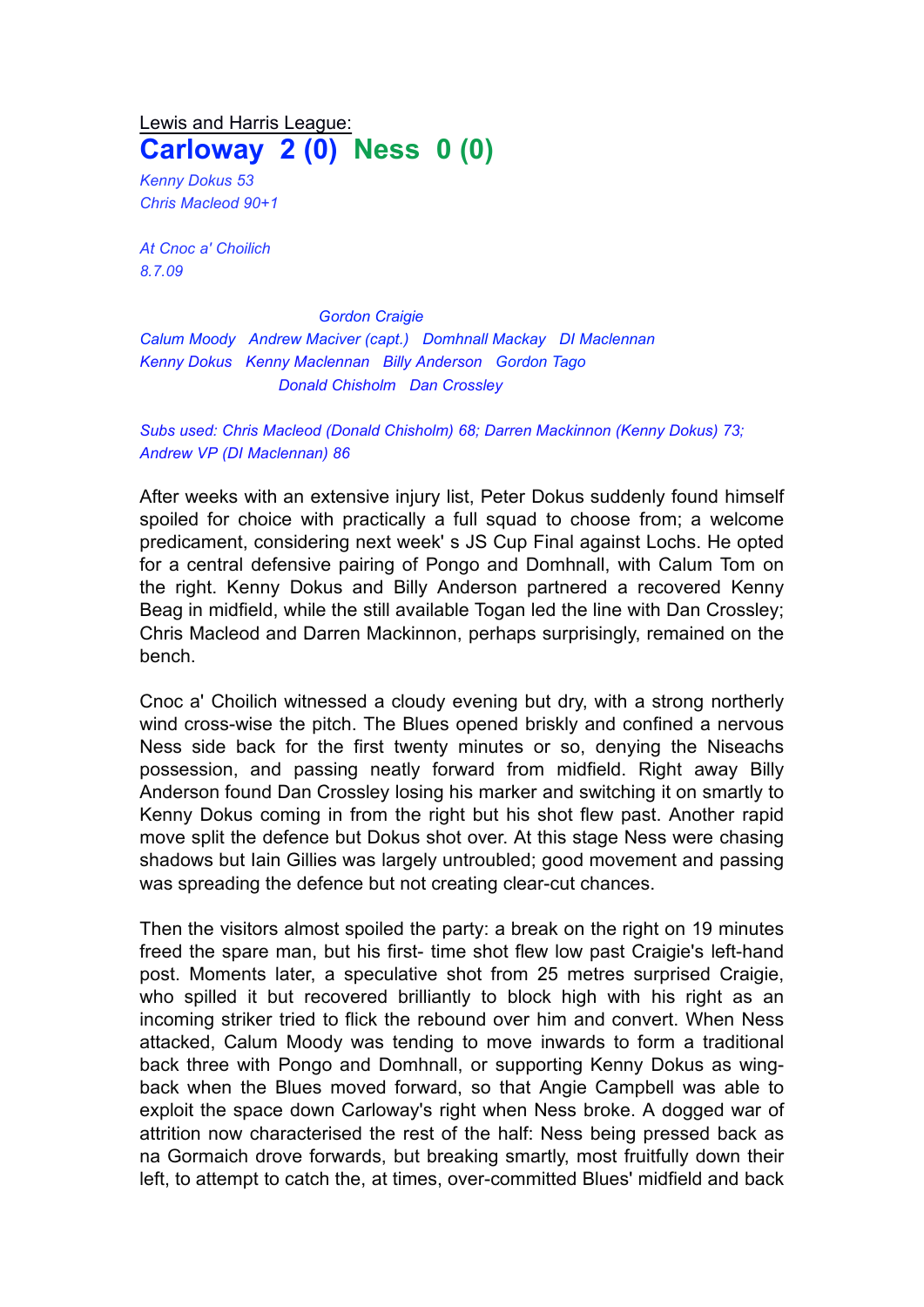Lewis and Harris League:

# Carloway 2 (0) Ness 0 (0)

*Kenny Dokus 53*
*Chris Macleod 90+1*

*At Cnoc a' Choilich*
*8.7.09*

*Gordon Craigie*
*Calum Moody Andrew Maciver (capt.) Domhnall Mackay DI Maclennan*
*Kenny Dokus Kenny Maclennan Billy Anderson Gordon Tago*
*Donald Chisholm Dan Crossley*

*Subs used: Chris Macleod (Donald Chisholm) 68; Darren Mackinnon (Kenny Dokus) 73; Andrew VP (DI Maclennan) 86*

After weeks with an extensive injury list, Peter Dokus suddenly found himself spoiled for choice with practically a full squad to choose from; a welcome predicament, considering next week' s JS Cup Final against Lochs. He opted for a central defensive pairing of Pongo and Domhnall, with Calum Tom on the right. Kenny Dokus and Billy Anderson partnered a recovered Kenny Beag in midfield, while the still available Togan led the line with Dan Crossley; Chris Macleod and Darren Mackinnon, perhaps surprisingly, remained on the bench.

Cnoc a' Choilich witnessed a cloudy evening but dry, with a strong northerly wind cross-wise the pitch. The Blues opened briskly and confined a nervous Ness side back for the first twenty minutes or so, denying the Niseachs possession, and passing neatly forward from midfield. Right away Billy Anderson found Dan Crossley losing his marker and switching it on smartly to Kenny Dokus coming in from the right but his shot flew past. Another rapid move split the defence but Dokus shot over. At this stage Ness were chasing shadows but Iain Gillies was largely untroubled; good movement and passing was spreading the defence but not creating clear-cut chances.

Then the visitors almost spoiled the party: a break on the right on 19 minutes freed the spare man, but his first- time shot flew low past Craigie's left-hand post. Moments later, a speculative shot from 25 metres surprised Craigie, who spilled it but recovered brilliantly to block high with his right as an incoming striker tried to flick the rebound over him and convert. When Ness attacked, Calum Moody was tending to move inwards to form a traditional back three with Pongo and Domhnall, or supporting Kenny Dokus as wing-back when the Blues moved forward, so that Angie Campbell was able to exploit the space down Carloway's right when Ness broke. A dogged war of attrition now characterised the rest of the half: Ness being pressed back as na Gormaich drove forwards, but breaking smartly, most fruitfully down their left, to attempt to catch the, at times, over-committed Blues' midfield and back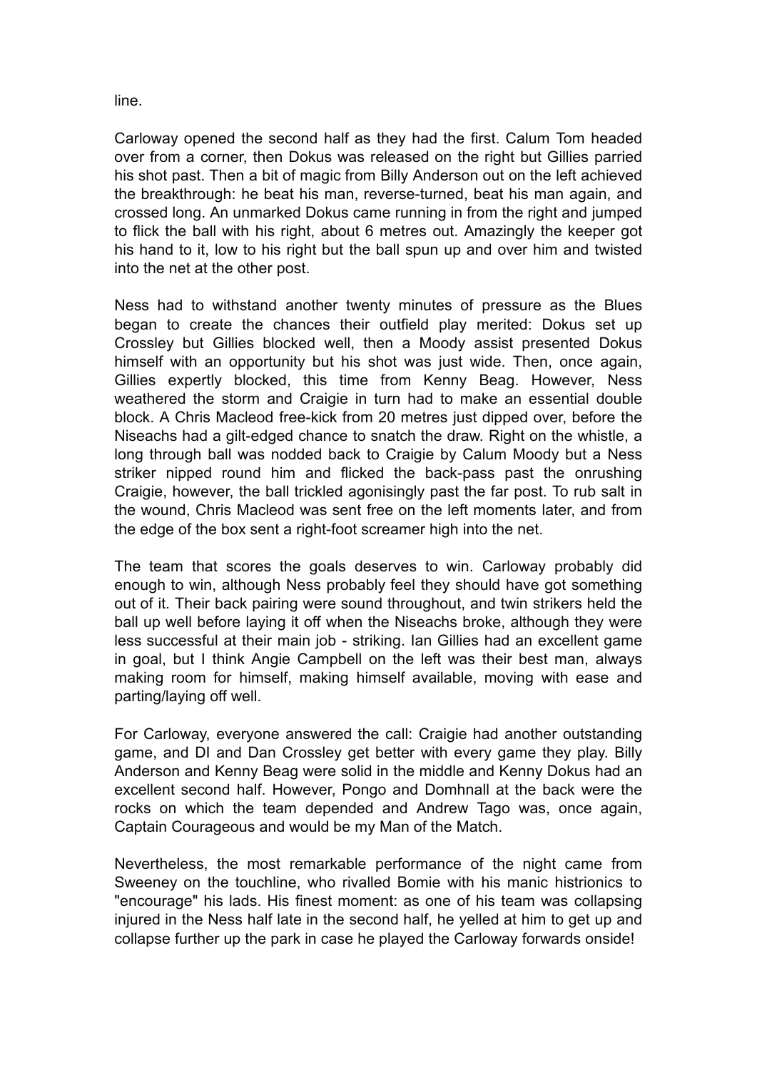line.

Carloway opened the second half as they had the first. Calum Tom headed over from a corner, then Dokus was released on the right but Gillies parried his shot past. Then a bit of magic from Billy Anderson out on the left achieved the breakthrough: he beat his man, reverse-turned, beat his man again, and crossed long. An unmarked Dokus came running in from the right and jumped to flick the ball with his right, about 6 metres out. Amazingly the keeper got his hand to it, low to his right but the ball spun up and over him and twisted into the net at the other post.

Ness had to withstand another twenty minutes of pressure as the Blues began to create the chances their outfield play merited: Dokus set up Crossley but Gillies blocked well, then a Moody assist presented Dokus himself with an opportunity but his shot was just wide. Then, once again, Gillies expertly blocked, this time from Kenny Beag. However, Ness weathered the storm and Craigie in turn had to make an essential double block. A Chris Macleod free-kick from 20 metres just dipped over, before the Niseachs had a gilt-edged chance to snatch the draw. Right on the whistle, a long through ball was nodded back to Craigie by Calum Moody but a Ness striker nipped round him and flicked the back-pass past the onrushing Craigie, however, the ball trickled agonisingly past the far post. To rub salt in the wound, Chris Macleod was sent free on the left moments later, and from the edge of the box sent a right-foot screamer high into the net.

The team that scores the goals deserves to win. Carloway probably did enough to win, although Ness probably feel they should have got something out of it. Their back pairing were sound throughout, and twin strikers held the ball up well before laying it off when the Niseachs broke, although they were less successful at their main job - striking. Ian Gillies had an excellent game in goal, but I think Angie Campbell on the left was their best man, always making room for himself, making himself available, moving with ease and parting/laying off well.

For Carloway, everyone answered the call: Craigie had another outstanding game, and DI and Dan Crossley get better with every game they play. Billy Anderson and Kenny Beag were solid in the middle and Kenny Dokus had an excellent second half. However, Pongo and Domhnall at the back were the rocks on which the team depended and Andrew Tago was, once again, Captain Courageous and would be my Man of the Match.

Nevertheless, the most remarkable performance of the night came from Sweeney on the touchline, who rivalled Bomie with his manic histrionics to "encourage" his lads. His finest moment: as one of his team was collapsing injured in the Ness half late in the second half, he yelled at him to get up and collapse further up the park in case he played the Carloway forwards onside!